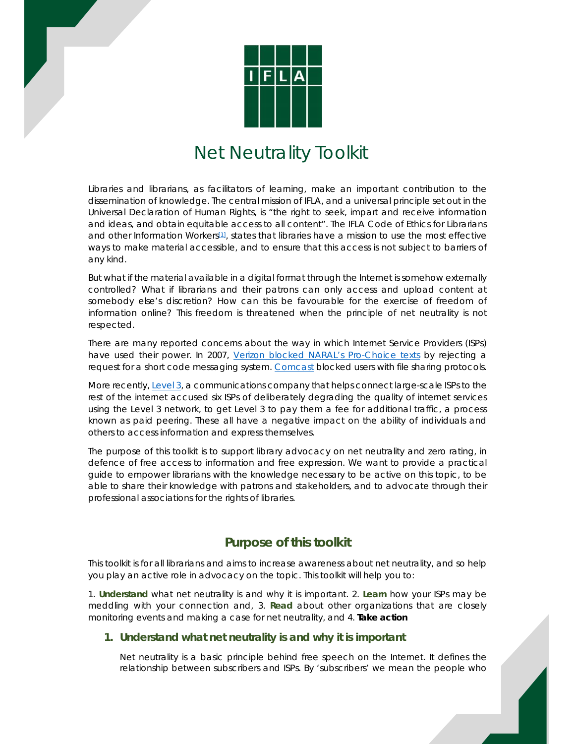# Net Neutrality Toolkit

Libraries and librarians, as facilitators of learning, make an important contribution to the dissemination of knowledge. The central mission of IFLA, and a universal principle set out in the Universal Declaration of Human Rights, is "the right to seek, impart and receive information and ideas, and obtain equitable access to all content". The IFLA Code of Ethics for Librarians and other Information Workers[1], states that libraries have a mission to use the most effective ways to make material accessible, and to ensure that this access is not subject to barriers of any kind.

But what if the material available in a digital format through the Internet is somehow externally controlled? What if librarians and their patrons can only access and upload content at somebody else's discretion? How can this be favourable for the exercise of freedom of information online? This freedom is threatened when the principle of net neutrality is not respected.

There are many reported concerns about the way in which Internet Service Providers (ISPs) have used their power. In 2007, Verizon blocked NARAL's Pro-Choice texts by rejecting a request for a short code messaging system. Comcast blocked users with file sharing protocols.

More recently, Level 3, a communications company that helps connect large-scale ISPs to the rest of the internet accused six ISPs of deliberately degrading the quality of internet services using the Level 3 network, to get Level 3 to pay them a fee for additional traffic, a process known as paid peering. These all have a negative impact on the ability of individuals and others to access information and express themselves.

The purpose of this toolkit is to support library advocacy on net neutrality and zero rating, in defence of free access to information and free expression. We want to provide a practical guide to empower librarians with the knowledge necessary to be active on this topic, to be able to share their knowledge with patrons and stakeholders, and to advocate through their professional associations for the rights of libraries.

## Purpose of this toolkit

This toolkit is for all librarians and aims to increase awareness about net neutrality, and so help you play an active role in advocacy on the topic. This toolkit will help you to:

1. **Understand** what net neutrality is and why it is important. 2. **Learn** how your ISPs may be meddling with your connection and, 3. **Read** about other organizations that are closely monitoring events and making a case for net neutrality, and 4. **Take action**

### 1. Understand what net neutrality is and why it is important

Net neutrality is a basic principle behind free speech on the Internet. It defines the relationship between subscribers and ISPs. By 'subscribers' we mean the people who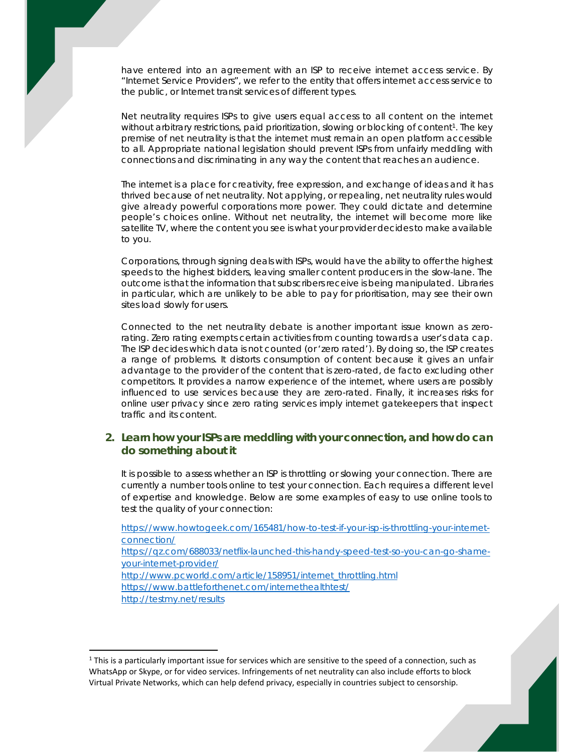have entered into an agreement with an ISP to receive internet access service. By "Internet Service Providers", we refer to the entity that offers internet access service to the public, or Internet transit services of different types.

Net neutrality requires ISPs to give users equal access to all content on the internet without arbitrary restrictions, paid prioritization, slowing or blocking of content[1]. The key premise of net neutrality is that the internet must remain an open platform accessible to all. Appropriate national legislation should prevent ISPs from unfairly meddling with connections and discriminating in any way the content that reaches an audience.

The internet is a place for creativity, free expression, and exchange of ideas and it has thrived because of net neutrality. Not applying, or repealing, net neutrality rules would give already powerful corporations more power. They could dictate and determine people's choices online. Without net neutrality, the internet will become more like satellite TV, where the content you see is what your provider decides to make available to you.

Corporations, through signing deals with ISPs, would have the ability to offer the highest speeds to the highest bidders, leaving smaller content producers in the slow-lane. The outcome is that the information that subscribers receive is being manipulated. Libraries in particular, which are unlikely to be able to pay for prioritisation, may see their own sites load slowly for users.

Connected to the net neutrality debate is another important issue known as zero-rating. Zero rating exempts certain activities from counting towards a user's data cap. The ISP decides which data is not counted (or 'zero rated'). By doing so, the ISP creates a range of problems. It distorts consumption of content because it gives an unfair advantage to the provider of the content that is zero-rated, de facto excluding other competitors. It provides a narrow experience of the internet, where users are possibly influenced to use services because they are zero-rated. Finally, it increases risks for online user privacy since zero rating services imply internet gatekeepers that inspect traffic and its content.

## 2. Learn how your ISPs are meddling with your connection, and how do can do something about it

It is possible to assess whether an ISP is throttling or slowing your connection. There are currently a number tools online to test your connection. Each requires a different level of expertise and knowledge. Below are some examples of easy to use online tools to test the quality of your connection:

https://www.howtogeek.com/165481/how-to-test-if-your-isp-is-throttling-your-internet-connection/
https://qz.com/688033/netflix-launched-this-handy-speed-test-so-you-can-go-shame-your-internet-provider/
http://www.pcworld.com/article/158951/internet_throttling.html
https://www.battleforthenet.com/internethealthtest/
http://testmy.net/results

[1] This is a particularly important issue for services which are sensitive to the speed of a connection, such as WhatsApp or Skype, or for video services. Infringements of net neutrality can also include efforts to block Virtual Private Networks, which can help defend privacy, especially in countries subject to censorship.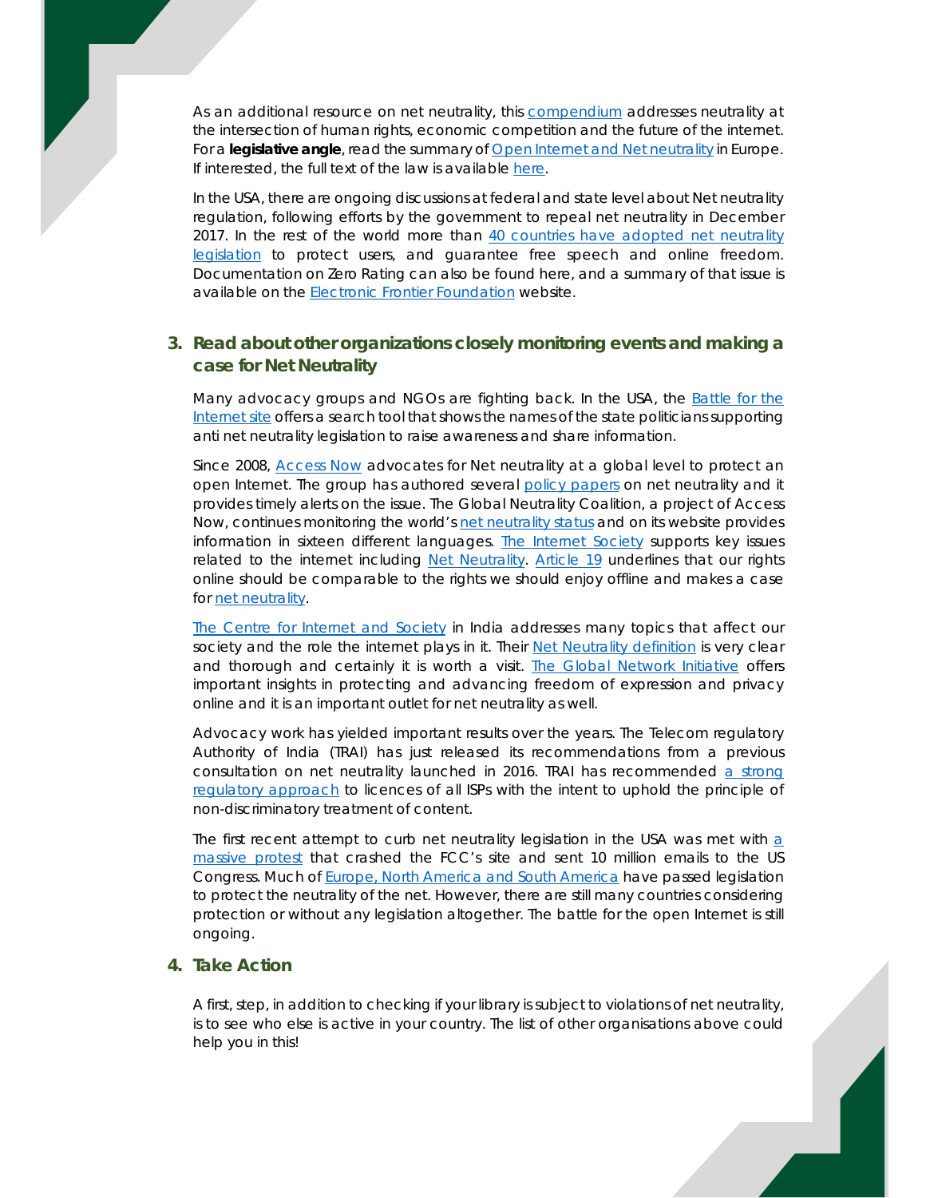As an additional resource on net neutrality, this compendium addresses neutrality at the intersection of human rights, economic competition and the future of the internet. For a **legislative angle**, read the summary of Open Internet and Net neutrality in Europe. If interested, the full text of the law is available here.

In the USA, there are ongoing discussions at federal and state level about Net neutrality regulation, following efforts by the government to repeal net neutrality in December 2017. In the rest of the world more than 40 countries have adopted net neutrality legislation to protect users, and guarantee free speech and online freedom. Documentation on Zero Rating can also be found here, and a summary of that issue is available on the Electronic Frontier Foundation website.

### 3. Read about other organizations closely monitoring events and making a case for Net Neutrality

Many advocacy groups and NGOs are fighting back. In the USA, the Battle for the Internet site offers a search tool that shows the names of the state politicians supporting anti net neutrality legislation to raise awareness and share information.

Since 2008, Access Now advocates for Net neutrality at a global level to protect an open Internet. The group has authored several policy papers on net neutrality and it provides timely alerts on the issue. The Global Neutrality Coalition, a project of Access Now, continues monitoring the world's net neutrality status and on its website provides information in sixteen different languages. The Internet Society supports key issues related to the internet including Net Neutrality. Article 19 underlines that our rights online should be comparable to the rights we should enjoy offline and makes a case for net neutrality.

The Centre for Internet and Society in India addresses many topics that affect our society and the role the internet plays in it. Their Net Neutrality definition is very clear and thorough and certainly it is worth a visit. The Global Network Initiative offers important insights in protecting and advancing freedom of expression and privacy online and it is an important outlet for net neutrality as well.

Advocacy work has yielded important results over the years. The Telecom regulatory Authority of India (TRAI) has just released its recommendations from a previous consultation on net neutrality launched in 2016. TRAI has recommended a strong regulatory approach to licences of all ISPs with the intent to uphold the principle of non-discriminatory treatment of content.

The first recent attempt to curb net neutrality legislation in the USA was met with a massive protest that crashed the FCC's site and sent 10 million emails to the US Congress. Much of Europe, North America and South America have passed legislation to protect the neutrality of the net. However, there are still many countries considering protection or without any legislation altogether. The battle for the open Internet is still ongoing.

### 4. Take Action

A first, step, in addition to checking if your library is subject to violations of net neutrality, is to see who else is active in your country. The list of other organisations above could help you in this!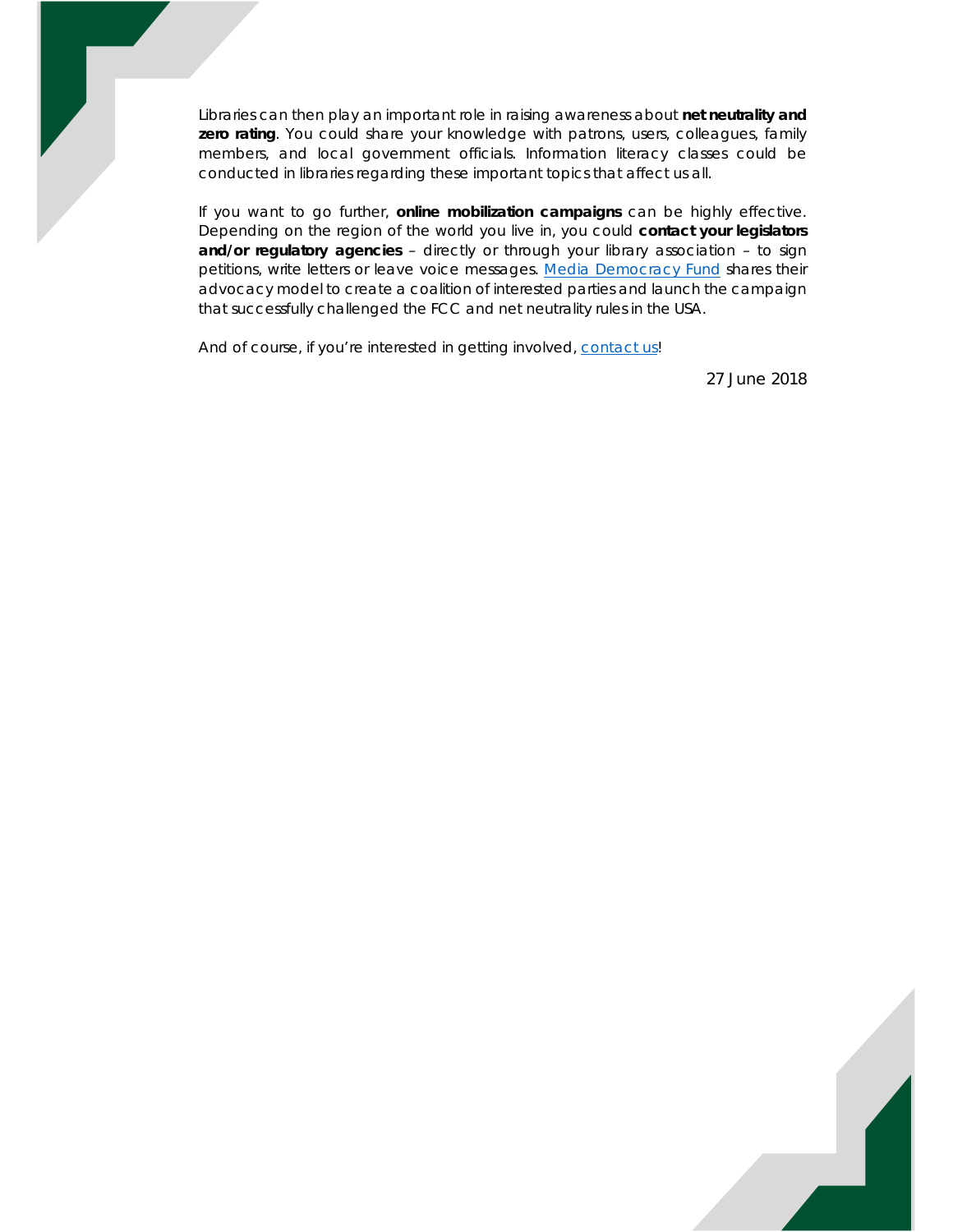Libraries can then play an important role in raising awareness about **net neutrality and zero rating**. You could share your knowledge with patrons, users, colleagues, family members, and local government officials. Information literacy classes could be conducted in libraries regarding these important topics that affect us all.

If you want to go further, **online mobilization campaigns** can be highly effective. Depending on the region of the world you live in, you could **contact your legislators and/or regulatory agencies** – directly or through your library association – to sign petitions, write letters or leave voice messages. Media Democracy Fund shares their advocacy model to create a coalition of interested parties and launch the campaign that successfully challenged the FCC and net neutrality rules in the USA.

And of course, if you're interested in getting involved, contact us!

27 June 2018